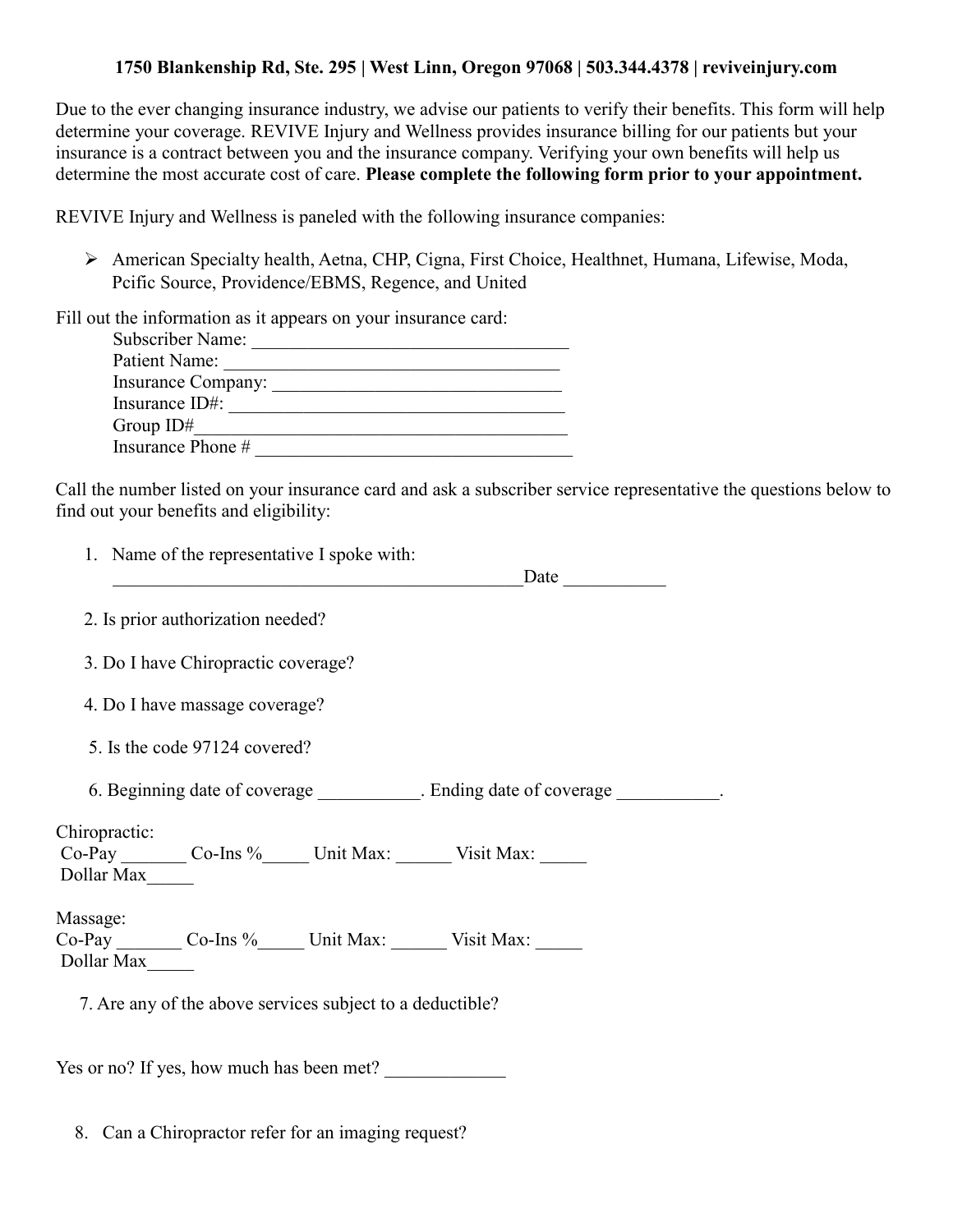**1750 Blankenship Rd, Ste. 295 | West Linn, Oregon 97068 | 503.344.4378 | reviveinjury.com**

Due to the ever changing insurance industry, we advise our patients to verify their benefits. This form will help determine your coverage. REVIVE Injury and Wellness provides insurance billing for our patients but your insurance is a contract between you and the insurance company. Verifying your own benefits will help us determine the most accurate cost of care. **Please complete the following form prior to your appointment.**

REVIVE Injury and Wellness is paneled with the following insurance companies:

- American Specialty health, Aetna, CHP, Cigna, First Choice, Healthnet, Humana, Lifewise, Moda, Pcific Source, Providence/EBMS, Regence, and United

Fill out the information as it appears on your insurance card:

Subscriber Name: ___________________________________
Patient Name: ____________________________________
Insurance Company: _______________________________
Insurance ID#: ____________________________________
Group ID#________________________________________
Insurance Phone # __________________________________

Call the number listed on your insurance card and ask a subscriber service representative the questions below to find out your benefits and eligibility:

1. Name of the representative I spoke with: _____________________________________________Date ___________

2. Is prior authorization needed?

3. Do I have Chiropractic coverage?

4. Do I have massage coverage?

5. Is the code 97124 covered?

6. Beginning date of coverage ___________. Ending date of coverage ___________.

Chiropractic:
Co-Pay _______ Co-Ins %_____ Unit Max: ______ Visit Max: _____
Dollar Max_____

Massage:
Co-Pay _______ Co-Ins %_____ Unit Max: ______ Visit Max: _____
Dollar Max_____

7. Are any of the above services subject to a deductible?

Yes or no? If yes, how much has been met? _____________

8. Can a Chiropractor refer for an imaging request?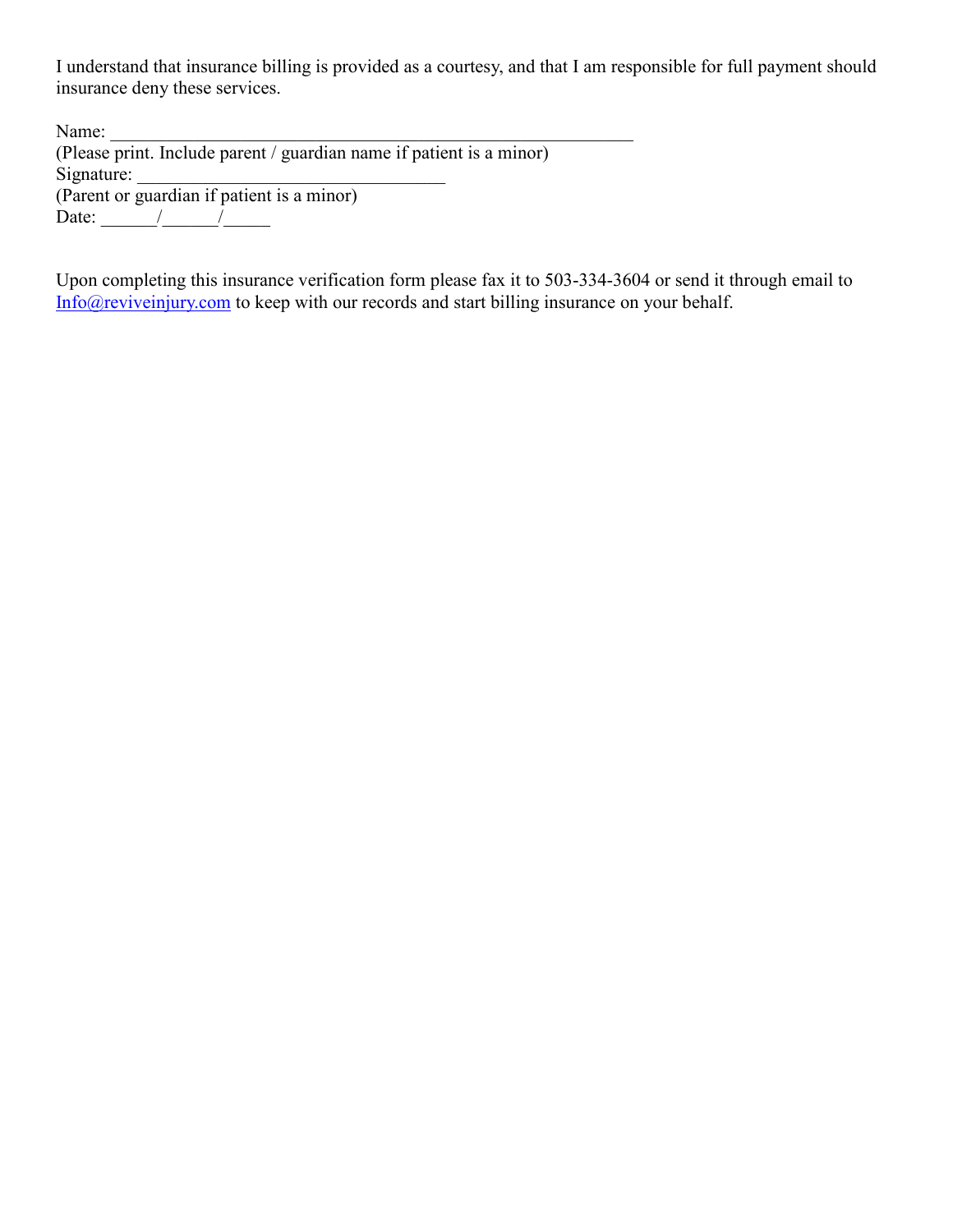I understand that insurance billing is provided as a courtesy, and that I am responsible for full payment should insurance deny these services.

Name: ___________________________________________________________
(Please print. Include parent / guardian name if patient is a minor)
Signature: __________________________________
(Parent or guardian if patient is a minor)
Date: ______/______/_____

Upon completing this insurance verification form please fax it to 503-334-3604 or send it through email to [Info@reviveinjury.com](mailto:Info@reviveinjury.com) to keep with our records and start billing insurance on your behalf.